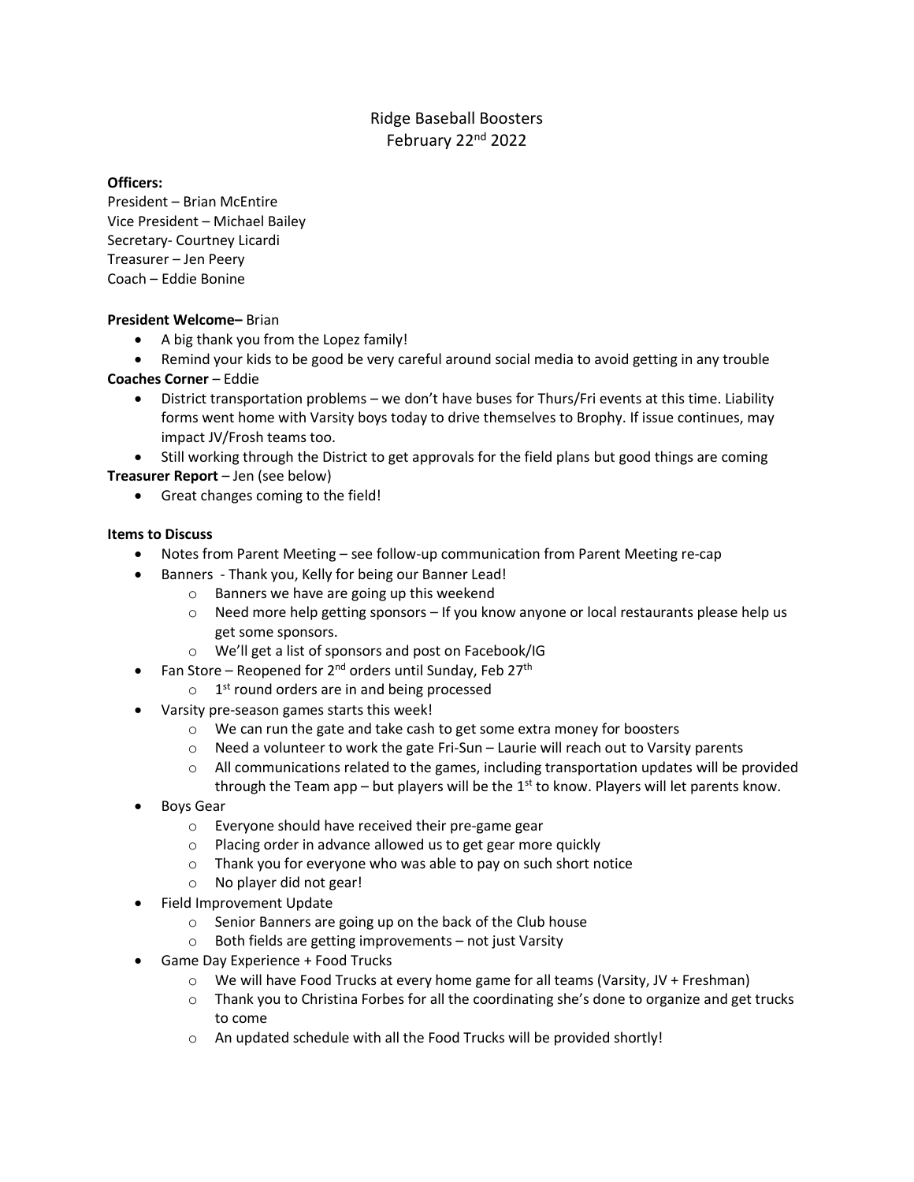# Ridge Baseball Boosters
## February 22nd 2022

**Officers:**
President – Brian McEntire
Vice President – Michael Bailey
Secretary- Courtney Licardi
Treasurer – Jen Peery
Coach – Eddie Bonine

**President Welcome–** Brian

- A big thank you from the Lopez family!
- Remind your kids to be good be very careful around social media to avoid getting in any trouble

**Coaches Corner** – Eddie

- District transportation problems – we don't have buses for Thurs/Fri events at this time. Liability forms went home with Varsity boys today to drive themselves to Brophy. If issue continues, may impact JV/Frosh teams too.
- Still working through the District to get approvals for the field plans but good things are coming

**Treasurer Report** – Jen (see below)

- Great changes coming to the field!

**Items to Discuss**

- Notes from Parent Meeting – see follow-up communication from Parent Meeting re-cap
- Banners - Thank you, Kelly for being our Banner Lead!
    - Banners we have are going up this weekend
    - Need more help getting sponsors – If you know anyone or local restaurants please help us get some sponsors.
    - We'll get a list of sponsors and post on Facebook/IG
- Fan Store – Reopened for 2nd orders until Sunday, Feb 27th
    - 1st round orders are in and being processed
- Varsity pre-season games starts this week!
    - We can run the gate and take cash to get some extra money for boosters
    - Need a volunteer to work the gate Fri-Sun – Laurie will reach out to Varsity parents
    - All communications related to the games, including transportation updates will be provided through the Team app – but players will be the 1st to know. Players will let parents know.
- Boys Gear
    - Everyone should have received their pre-game gear
    - Placing order in advance allowed us to get gear more quickly
    - Thank you for everyone who was able to pay on such short notice
    - No player did not gear!
- Field Improvement Update
    - Senior Banners are going up on the back of the Club house
    - Both fields are getting improvements – not just Varsity
- Game Day Experience + Food Trucks
    - We will have Food Trucks at every home game for all teams (Varsity, JV + Freshman)
    - Thank you to Christina Forbes for all the coordinating she's done to organize and get trucks to come
    - An updated schedule with all the Food Trucks will be provided shortly!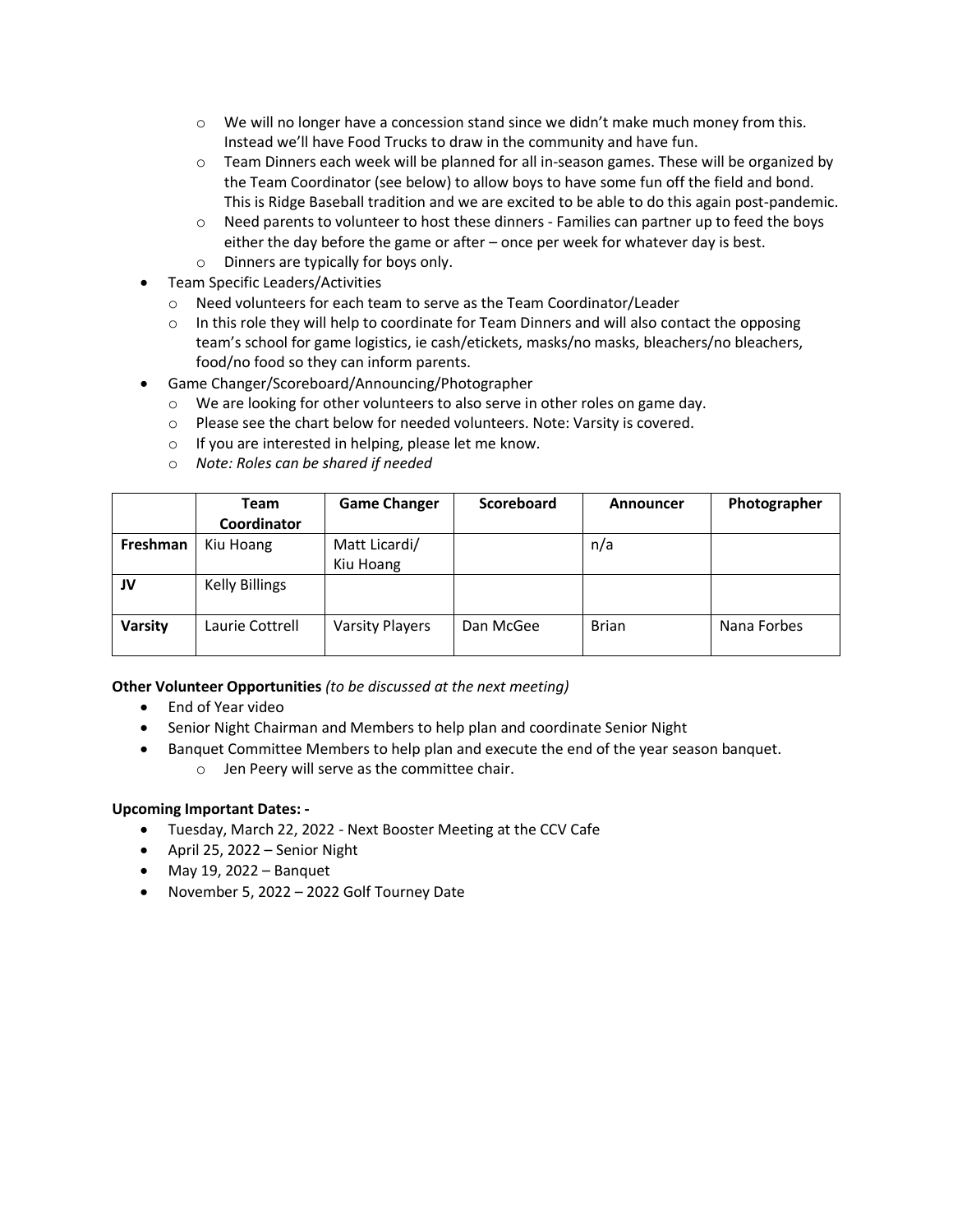- We will no longer have a concession stand since we didn't make much money from this. Instead we'll have Food Trucks to draw in the community and have fun.
  - Team Dinners each week will be planned for all in-season games. These will be organized by the Team Coordinator (see below) to allow boys to have some fun off the field and bond. This is Ridge Baseball tradition and we are excited to be able to do this again post-pandemic.
  - Need parents to volunteer to host these dinners - Families can partner up to feed the boys either the day before the game or after – once per week for whatever day is best.
  - Dinners are typically for boys only.
- Team Specific Leaders/Activities
  - Need volunteers for each team to serve as the Team Coordinator/Leader
  - In this role they will help to coordinate for Team Dinners and will also contact the opposing team's school for game logistics, ie cash/etickets, masks/no masks, bleachers/no bleachers, food/no food so they can inform parents.
- Game Changer/Scoreboard/Announcing/Photographer
  - We are looking for other volunteers to also serve in other roles on game day.
  - Please see the chart below for needed volunteers. Note: Varsity is covered.
  - If you are interested in helping, please let me know.
  - *Note: Roles can be shared if needed*

| | Team Coordinator | Game Changer | Scoreboard | Announcer | Photographer |
|---|---|---|---|---|---|
| **Freshman** | Kiu Hoang | Matt Licardi/ Kiu Hoang | | n/a | |
| **JV** | Kelly Billings | | | | |
| **Varsity** | Laurie Cottrell | Varsity Players | Dan McGee | Brian | Nana Forbes |

**Other Volunteer Opportunities** *(to be discussed at the next meeting)*

- End of Year video
- Senior Night Chairman and Members to help plan and coordinate Senior Night
- Banquet Committee Members to help plan and execute the end of the year season banquet.
  - Jen Peery will serve as the committee chair.

**Upcoming Important Dates: -**

- Tuesday, March 22, 2022 - Next Booster Meeting at the CCV Cafe
- April 25, 2022 – Senior Night
- May 19, 2022 – Banquet
- November 5, 2022 – 2022 Golf Tourney Date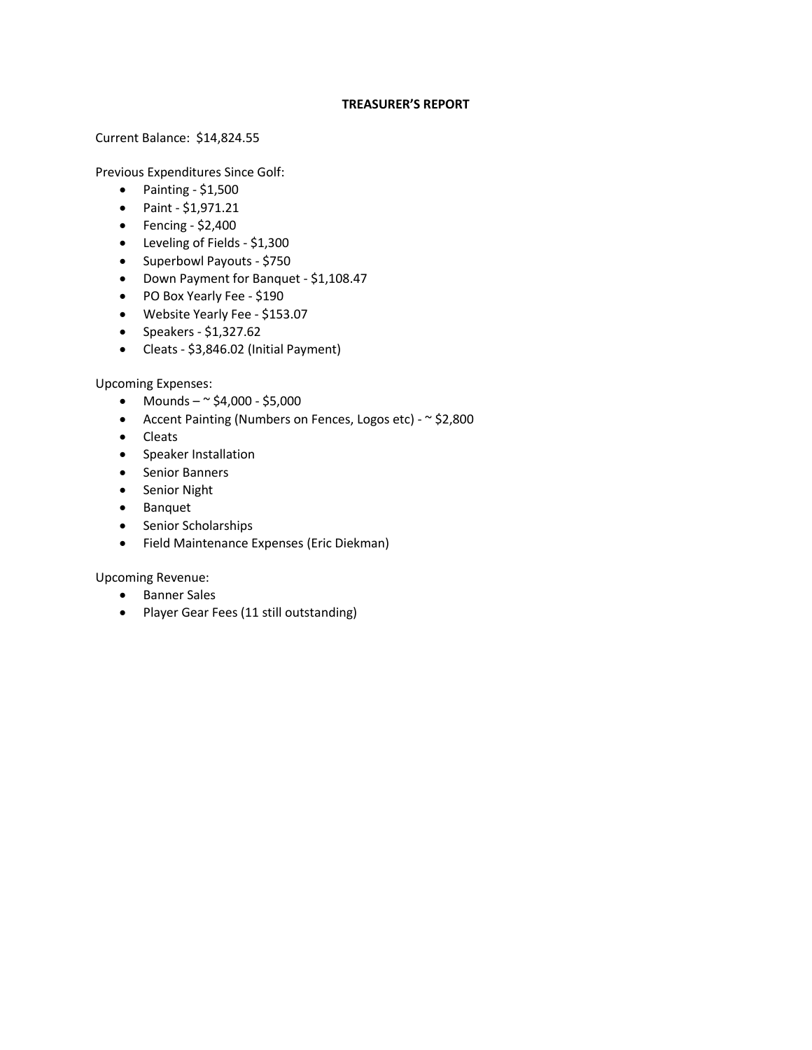# TREASURER'S REPORT

Current Balance: $14,824.55

Previous Expenditures Since Golf:

- Painting - $1,500
- Paint - $1,971.21
- Fencing - $2,400
- Leveling of Fields - $1,300
- Superbowl Payouts - $750
- Down Payment for Banquet - $1,108.47
- PO Box Yearly Fee - $190
- Website Yearly Fee - $153.07
- Speakers - $1,327.62
- Cleats - $3,846.02 (Initial Payment)

Upcoming Expenses:

- Mounds – ~ $4,000 - $5,000
- Accent Painting (Numbers on Fences, Logos etc) - ~ $2,800
- Cleats
- Speaker Installation
- Senior Banners
- Senior Night
- Banquet
- Senior Scholarships
- Field Maintenance Expenses (Eric Diekman)

Upcoming Revenue:

- Banner Sales
- Player Gear Fees (11 still outstanding)